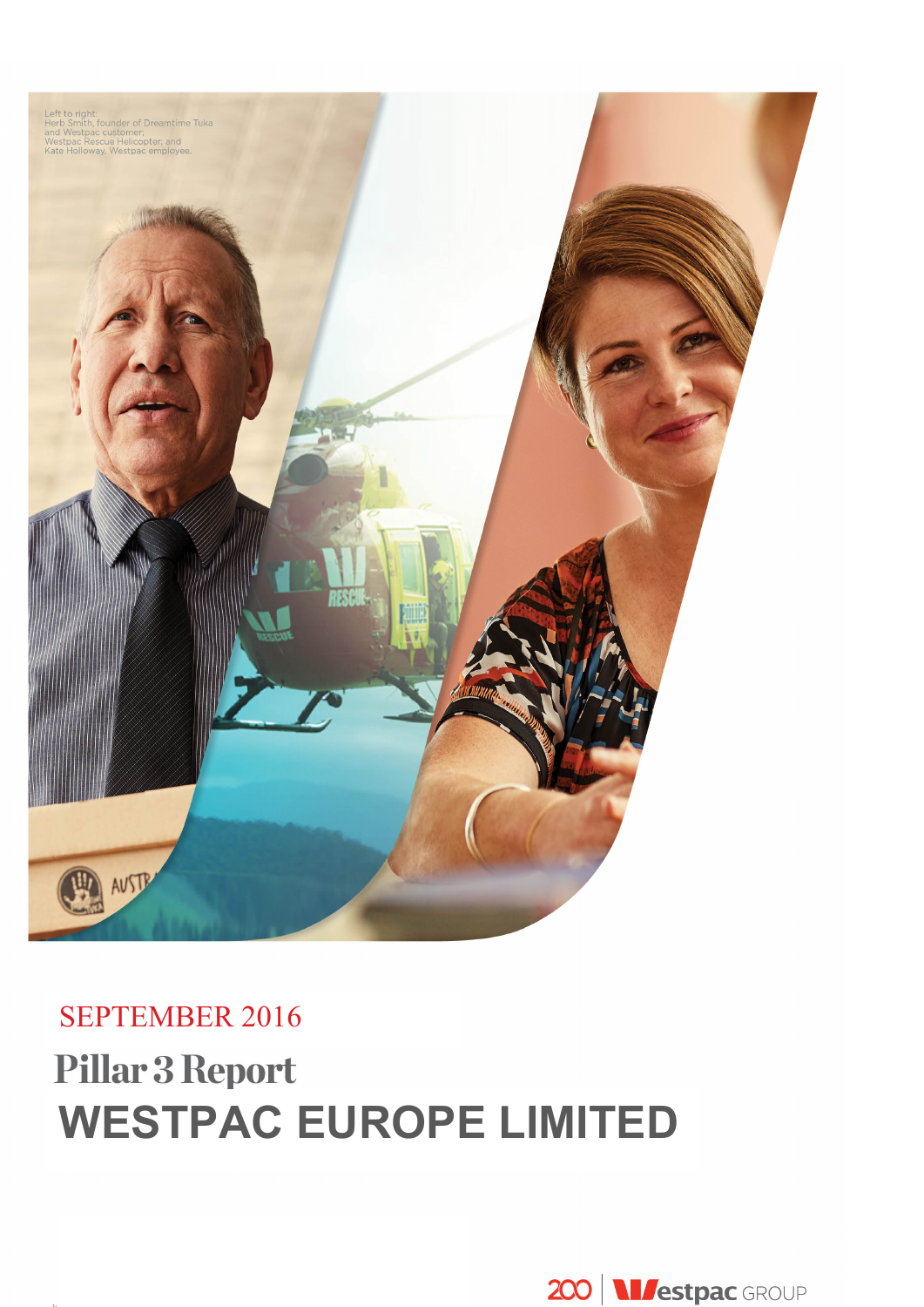Left to right:
Herb Smith, founder of Dreamtime Tuka and Westpac customer;
Westpac Rescue Helicopter; and
Kate Holloway, Westpac employee.

SEPTEMBER 2016

# Pillar 3 Report

# WESTPAC EUROPE LIMITED

200 | Westpac GROUP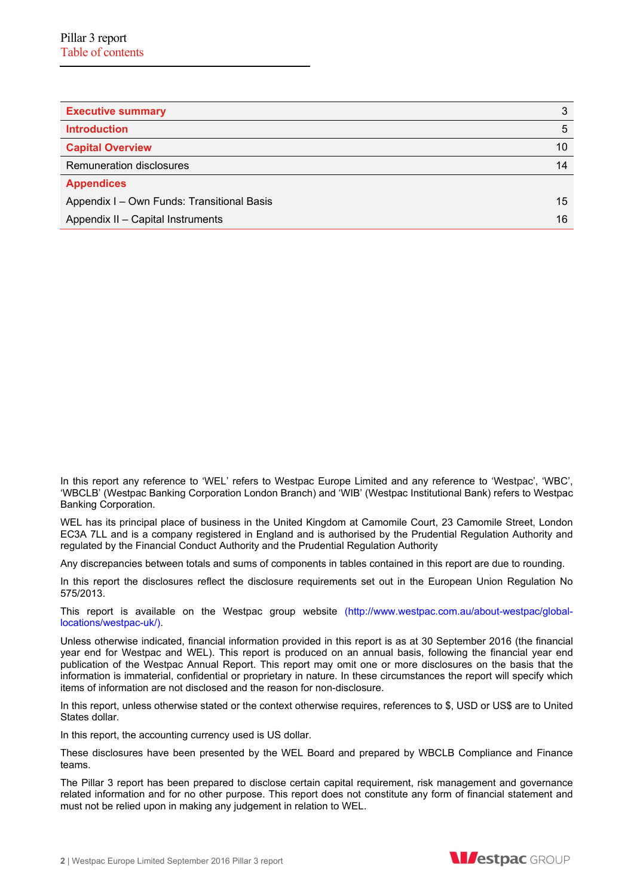Pillar 3 report

# Table of contents

| | |
|---|---|
| **Executive summary** | 3 |
| **Introduction** | 5 |
| **Capital Overview** | 10 |
| Remuneration disclosures | 14 |
| **Appendices** | |
| Appendix I – Own Funds: Transitional Basis | 15 |
| Appendix II – Capital Instruments | 16 |

In this report any reference to 'WEL' refers to Westpac Europe Limited and any reference to 'Westpac', 'WBC', 'WBCLB' (Westpac Banking Corporation London Branch) and 'WIB' (Westpac Institutional Bank) refers to Westpac Banking Corporation.

WEL has its principal place of business in the United Kingdom at Camomile Court, 23 Camomile Street, London EC3A 7LL and is a company registered in England and is authorised by the Prudential Regulation Authority and regulated by the Financial Conduct Authority and the Prudential Regulation Authority

Any discrepancies between totals and sums of components in tables contained in this report are due to rounding.

In this report the disclosures reflect the disclosure requirements set out in the European Union Regulation No 575/2013.

This report is available on the Westpac group website (http://www.westpac.com.au/about-westpac/global-locations/westpac-uk/).

Unless otherwise indicated, financial information provided in this report is as at 30 September 2016 (the financial year end for Westpac and WEL). This report is produced on an annual basis, following the financial year end publication of the Westpac Annual Report. This report may omit one or more disclosures on the basis that the information is immaterial, confidential or proprietary in nature. In these circumstances the report will specify which items of information are not disclosed and the reason for non-disclosure.

In this report, unless otherwise stated or the context otherwise requires, references to $, USD or US$ are to United States dollar.

In this report, the accounting currency used is US dollar.

These disclosures have been presented by the WEL Board and prepared by WBCLB Compliance and Finance teams.

The Pillar 3 report has been prepared to disclose certain capital requirement, risk management and governance related information and for no other purpose. This report does not constitute any form of financial statement and must not be relied upon in making any judgement in relation to WEL.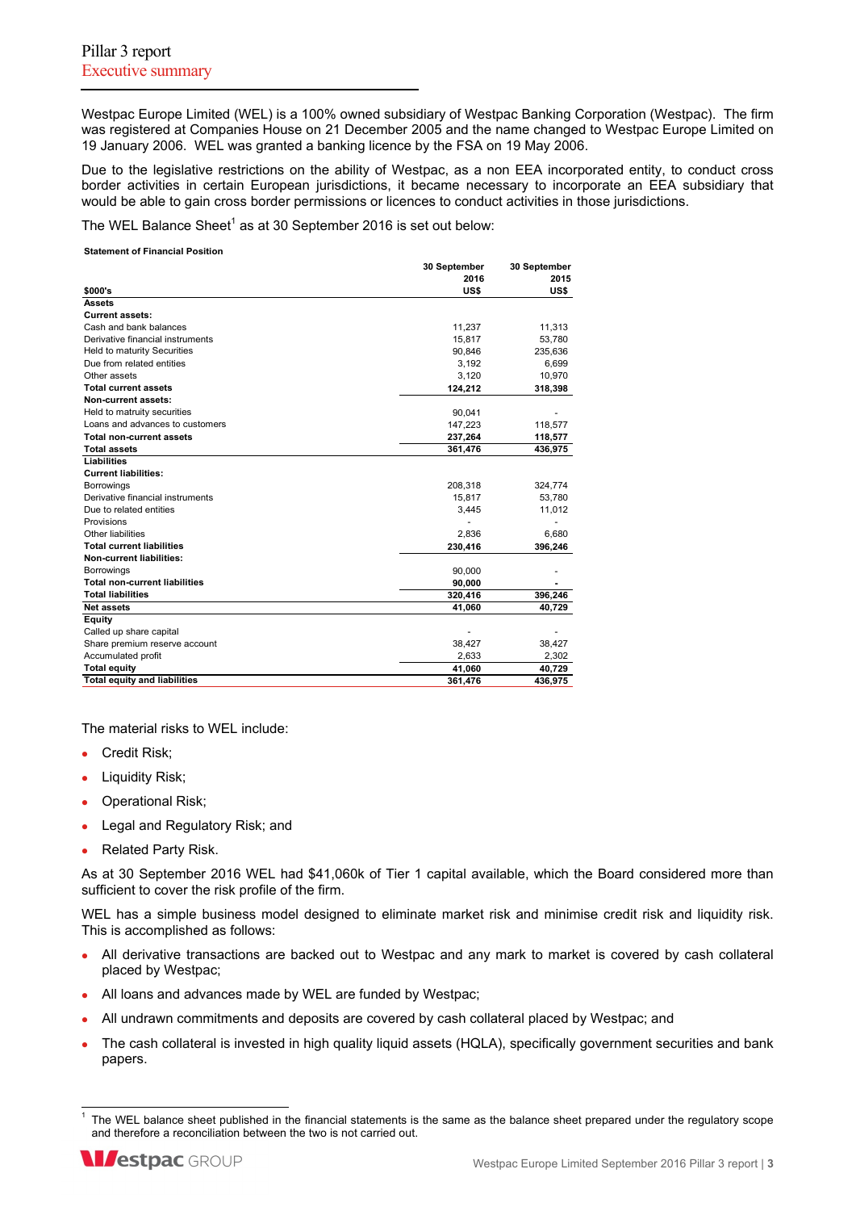# Pillar 3 report

## Executive summary

Westpac Europe Limited (WEL) is a 100% owned subsidiary of Westpac Banking Corporation (Westpac). The firm was registered at Companies House on 21 December 2005 and the name changed to Westpac Europe Limited on 19 January 2006. WEL was granted a banking licence by the FSA on 19 May 2006.

Due to the legislative restrictions on the ability of Westpac, as a non EEA incorporated entity, to conduct cross border activities in certain European jurisdictions, it became necessary to incorporate an EEA subsidiary that would be able to gain cross border permissions or licences to conduct activities in those jurisdictions.

The WEL Balance Sheet[1] as at 30 September 2016 is set out below:

**Statement of Financial Position**

| $000's | 30 September 2016 US$ | 30 September 2015 US$ |
|---|---|---|
| **Assets** | | |
| **Current assets:** | | |
| Cash and bank balances | 11,237 | 11,313 |
| Derivative financial instruments | 15,817 | 53,780 |
| Held to maturity Securities | 90,846 | 235,636 |
| Due from related entities | 3,192 | 6,699 |
| Other assets | 3,120 | 10,970 |
| **Total current assets** | **124,212** | **318,398** |
| **Non-current assets:** | | |
| Held to matruity securities | 90,041 | - |
| Loans and advances to customers | 147,223 | 118,577 |
| **Total non-current assets** | **237,264** | **118,577** |
| **Total assets** | **361,476** | **436,975** |
| **Liabilities** | | |
| **Current liabilities:** | | |
| Borrowings | 208,318 | 324,774 |
| Derivative financial instruments | 15,817 | 53,780 |
| Due to related entities | 3,445 | 11,012 |
| Provisions | - | - |
| Other liabilities | 2,836 | 6,680 |
| **Total current liabilities** | **230,416** | **396,246** |
| **Non-current liabilities:** | | |
| Borrowings | 90,000 | - |
| **Total non-current liabilities** | **90,000** | **-** |
| **Total liabilities** | **320,416** | **396,246** |
| **Net assets** | **41,060** | **40,729** |
| **Equity** | | |
| Called up share capital | - | - |
| Share premium reserve account | 38,427 | 38,427 |
| Accumulated profit | 2,633 | 2,302 |
| **Total equity** | **41,060** | **40,729** |
| **Total equity and liabilities** | **361,476** | **436,975** |

The material risks to WEL include:

- Credit Risk;
- Liquidity Risk;
- Operational Risk;
- Legal and Regulatory Risk; and
- Related Party Risk.

As at 30 September 2016 WEL had $41,060k of Tier 1 capital available, which the Board considered more than sufficient to cover the risk profile of the firm.

WEL has a simple business model designed to eliminate market risk and minimise credit risk and liquidity risk. This is accomplished as follows:

- All derivative transactions are backed out to Westpac and any mark to market is covered by cash collateral placed by Westpac;
- All loans and advances made by WEL are funded by Westpac;
- All undrawn commitments and deposits are covered by cash collateral placed by Westpac; and
- The cash collateral is invested in high quality liquid assets (HQLA), specifically government securities and bank papers.

[1] The WEL balance sheet published in the financial statements is the same as the balance sheet prepared under the regulatory scope and therefore a reconciliation between the two is not carried out.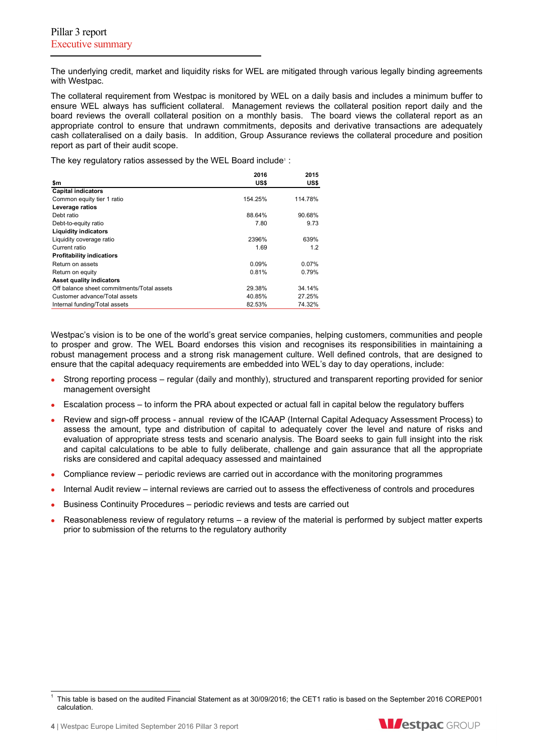The underlying credit, market and liquidity risks for WEL are mitigated through various legally binding agreements with Westpac.

The collateral requirement from Westpac is monitored by WEL on a daily basis and includes a minimum buffer to ensure WEL always has sufficient collateral. Management reviews the collateral position report daily and the board reviews the overall collateral position on a monthly basis. The board views the collateral report as an appropriate control to ensure that undrawn commitments, deposits and derivative transactions are adequately cash collateralised on a daily basis. In addition, Group Assurance reviews the collateral procedure and position report as part of their audit scope.

The key regulatory ratios assessed by the WEL Board include[1] :

| $m | 2016 US$ | 2015 US$ |
|---|---|---|
| **Capital indicators** | | |
| Common equity tier 1 ratio | 154.25% | 114.78% |
| **Leverage ratios** | | |
| Debt ratio | 88.64% | 90.68% |
| Debt-to-equity ratio | 7.80 | 9.73 |
| **Liquidity indicators** | | |
| Liquidity coverage ratio | 2396% | 639% |
| Current ratio | 1.69 | 1.2 |
| **Profitability indicators** | | |
| Return on assets | 0.09% | 0.07% |
| Return on equity | 0.81% | 0.79% |
| **Asset quality indicators** | | |
| Off balance sheet commitments/Total assets | 29.38% | 34.14% |
| Customer advance/Total assets | 40.85% | 27.25% |
| Internal funding/Total assets | 82.53% | 74.32% |

Westpac's vision is to be one of the world's great service companies, helping customers, communities and people to prosper and grow. The WEL Board endorses this vision and recognises its responsibilities in maintaining a robust management process and a strong risk management culture. Well defined controls, that are designed to ensure that the capital adequacy requirements are embedded into WEL's day to day operations, include:

- Strong reporting process – regular (daily and monthly), structured and transparent reporting provided for senior management oversight
- Escalation process – to inform the PRA about expected or actual fall in capital below the regulatory buffers
- Review and sign-off process - annual review of the ICAAP (Internal Capital Adequacy Assessment Process) to assess the amount, type and distribution of capital to adequately cover the level and nature of risks and evaluation of appropriate stress tests and scenario analysis. The Board seeks to gain full insight into the risk and capital calculations to be able to fully deliberate, challenge and gain assurance that all the appropriate risks are considered and capital adequacy assessed and maintained
- Compliance review – periodic reviews are carried out in accordance with the monitoring programmes
- Internal Audit review – internal reviews are carried out to assess the effectiveness of controls and procedures
- Business Continuity Procedures – periodic reviews and tests are carried out
- Reasonableness review of regulatory returns – a review of the material is performed by subject matter experts prior to submission of the returns to the regulatory authority

[1] This table is based on the audited Financial Statement as at 30/09/2016; the CET1 ratio is based on the September 2016 COREP001 calculation.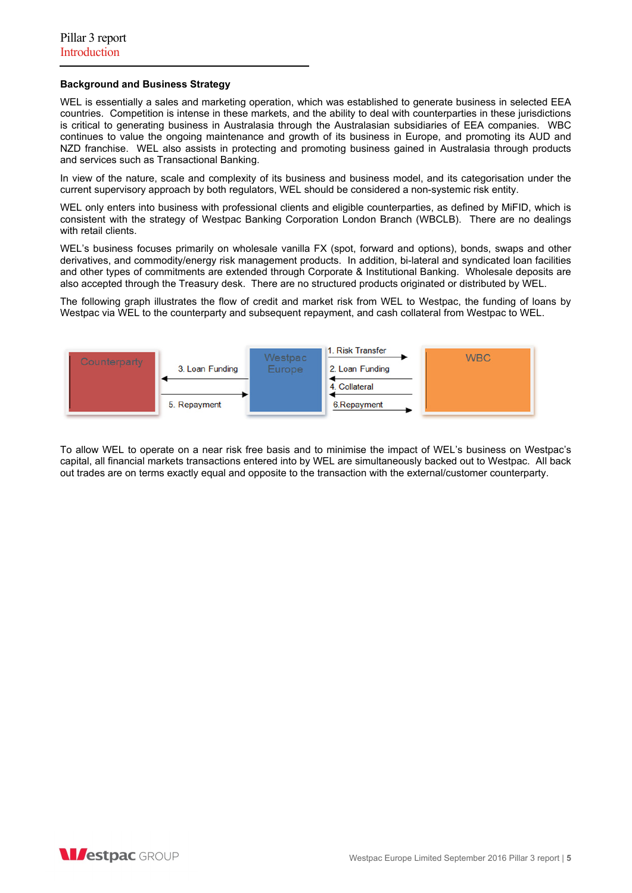### Background and Business Strategy

WEL is essentially a sales and marketing operation, which was established to generate business in selected EEA countries. Competition is intense in these markets, and the ability to deal with counterparties in these jurisdictions is critical to generating business in Australasia through the Australasian subsidiaries of EEA companies. WBC continues to value the ongoing maintenance and growth of its business in Europe, and promoting its AUD and NZD franchise. WEL also assists in protecting and promoting business gained in Australasia through products and services such as Transactional Banking.

In view of the nature, scale and complexity of its business and business model, and its categorisation under the current supervisory approach by both regulators, WEL should be considered a non-systemic risk entity.

WEL only enters into business with professional clients and eligible counterparties, as defined by MiFID, which is consistent with the strategy of Westpac Banking Corporation London Branch (WBCLB). There are no dealings with retail clients.

WEL's business focuses primarily on wholesale vanilla FX (spot, forward and options), bonds, swaps and other derivatives, and commodity/energy risk management products. In addition, bi-lateral and syndicated loan facilities and other types of commitments are extended through Corporate & Institutional Banking. Wholesale deposits are also accepted through the Treasury desk. There are no structured products originated or distributed by WEL.

The following graph illustrates the flow of credit and market risk from WEL to Westpac, the funding of loans by Westpac via WEL to the counterparty and subsequent repayment, and cash collateral from Westpac to WEL.

Counterparty — 3. Loan Funding / 5. Repayment — Westpac Europe — 1. Risk Transfer / 2. Loan Funding / 4. Collateral / 6.Repayment — WBC

To allow WEL to operate on a near risk free basis and to minimise the impact of WEL's business on Westpac's capital, all financial markets transactions entered into by WEL are simultaneously backed out to Westpac. All back out trades are on terms exactly equal and opposite to the transaction with the external/customer counterparty.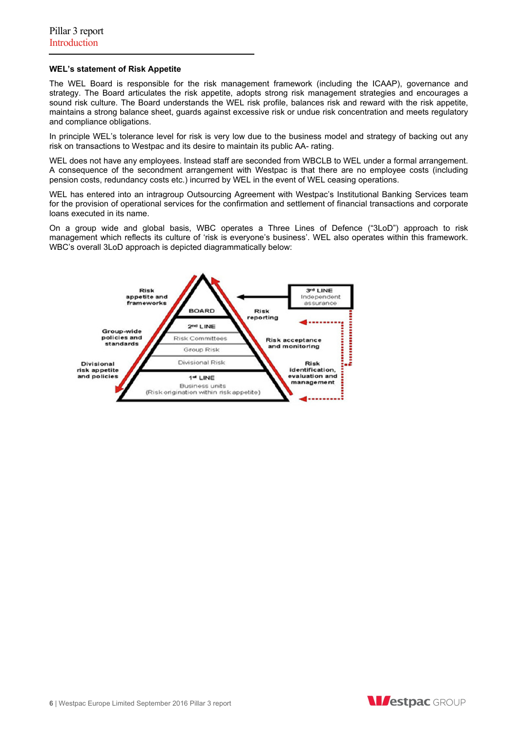**WEL's statement of Risk Appetite**

The WEL Board is responsible for the risk management framework (including the ICAAP), governance and strategy. The Board articulates the risk appetite, adopts strong risk management strategies and encourages a sound risk culture. The Board understands the WEL risk profile, balances risk and reward with the risk appetite, maintains a strong balance sheet, guards against excessive risk or undue risk concentration and meets regulatory and compliance obligations.

In principle WEL's tolerance level for risk is very low due to the business model and strategy of backing out any risk on transactions to Westpac and its desire to maintain its public AA- rating.

WEL does not have any employees. Instead staff are seconded from WBCLB to WEL under a formal arrangement. A consequence of the secondment arrangement with Westpac is that there are no employee costs (including pension costs, redundancy costs etc.) incurred by WEL in the event of WEL ceasing operations.

WEL has entered into an intragroup Outsourcing Agreement with Westpac's Institutional Banking Services team for the provision of operational services for the confirmation and settlement of financial transactions and corporate loans executed in its name.

On a group wide and global basis, WBC operates a Three Lines of Defence ("3LoD") approach to risk management which reflects its culture of 'risk is everyone's business'. WEL also operates within this framework. WBC's overall 3LoD approach is depicted diagrammatically below:

Risk appetite and frameworks | BOARD | Risk reporting | 3rd LINE Independent assurance

Group-wide policies and standards | 2nd LINE Risk Committees, Group Risk, Divisional Risk | Risk acceptance and monitoring

Divisional risk appetite and policies | 1st LINE Business units (Risk origination within risk appetite) | Risk identification, evaluation and management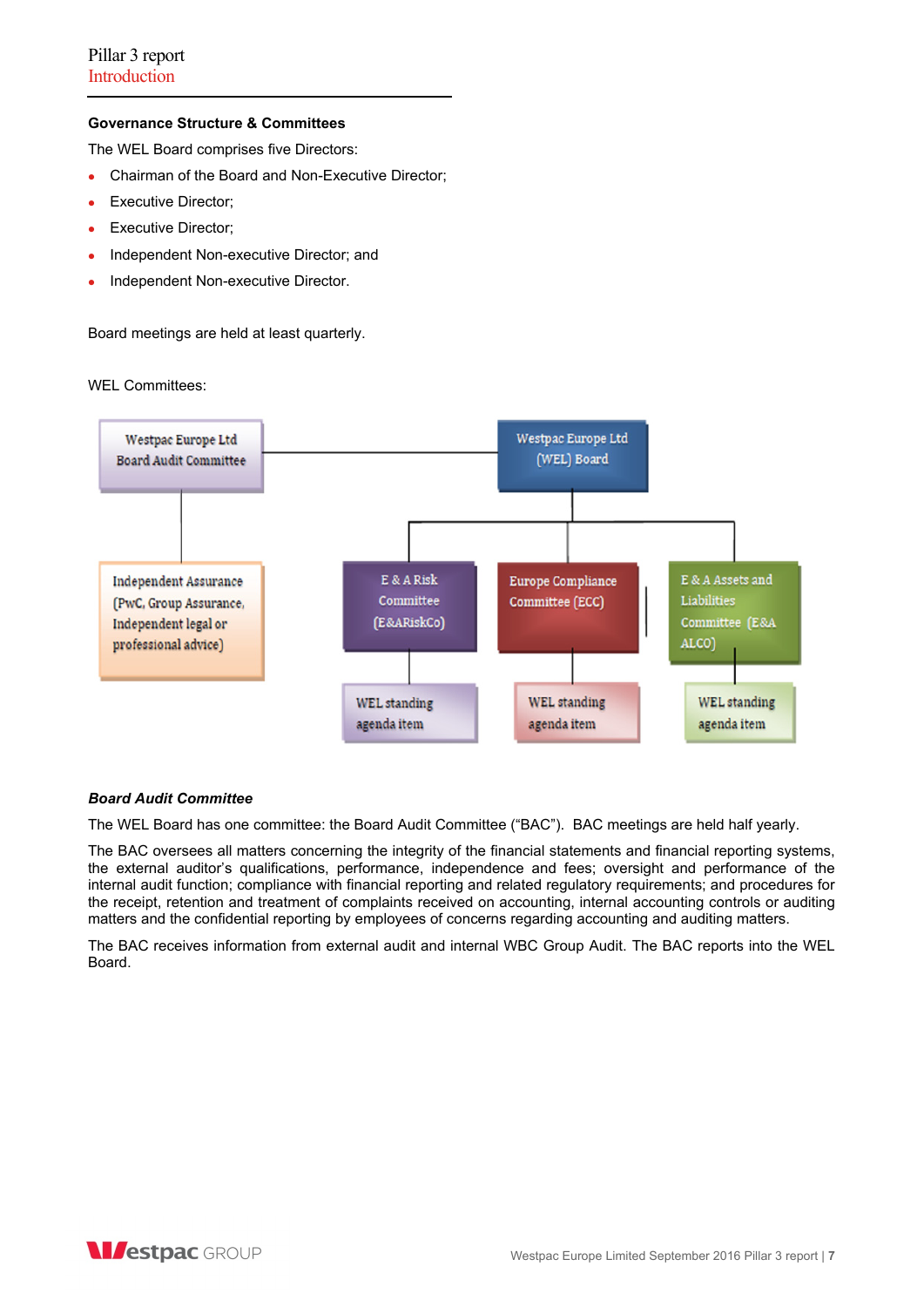## Governance Structure & Committees

The WEL Board comprises five Directors:

- Chairman of the Board and Non-Executive Director;
- Executive Director;
- Executive Director;
- Independent Non-executive Director; and
- Independent Non-executive Director.

Board meetings are held at least quarterly.

WEL Committees:

Westpac Europe Ltd Board Audit Committee

Westpac Europe Ltd (WEL) Board

Independent Assurance (PwC, Group Assurance, Independent legal or professional advice)

E & A Risk Committee (E&ARiskCo)

Europe Compliance Committee (ECC)

E & A Assets and Liabilities Committee (E&A ALCO)

WEL standing agenda item

WEL standing agenda item

WEL standing agenda item

***Board Audit Committee***

The WEL Board has one committee: the Board Audit Committee ("BAC"). BAC meetings are held half yearly.

The BAC oversees all matters concerning the integrity of the financial statements and financial reporting systems, the external auditor's qualifications, performance, independence and fees; oversight and performance of the internal audit function; compliance with financial reporting and related regulatory requirements; and procedures for the receipt, retention and treatment of complaints received on accounting, internal accounting controls or auditing matters and the confidential reporting by employees of concerns regarding accounting and auditing matters.

The BAC receives information from external audit and internal WBC Group Audit. The BAC reports into the WEL Board.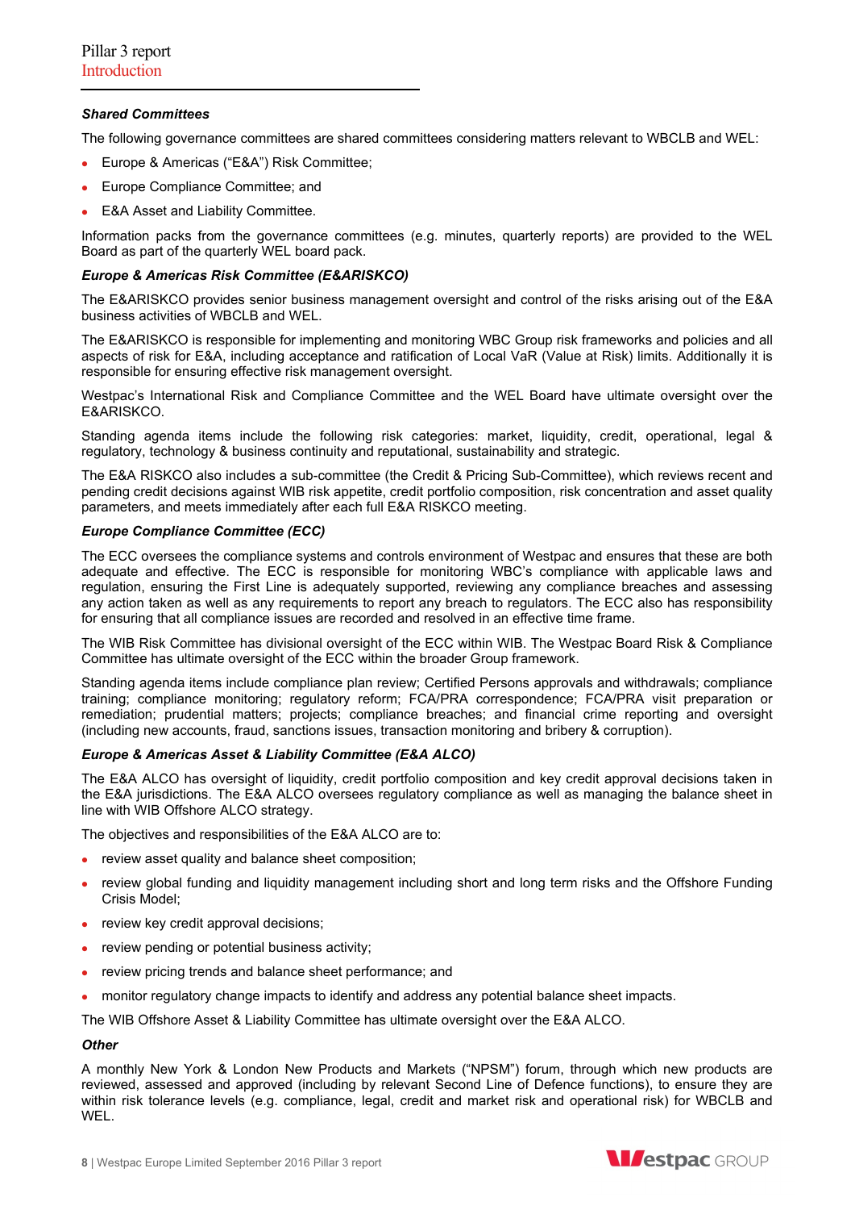***Shared Committees***

The following governance committees are shared committees considering matters relevant to WBCLB and WEL:

- Europe & Americas ("E&A") Risk Committee;
- Europe Compliance Committee; and
- E&A Asset and Liability Committee.

Information packs from the governance committees (e.g. minutes, quarterly reports) are provided to the WEL Board as part of the quarterly WEL board pack.

***Europe & Americas Risk Committee (E&ARISKCO)***

The E&ARISKCO provides senior business management oversight and control of the risks arising out of the E&A business activities of WBCLB and WEL.

The E&ARISKCO is responsible for implementing and monitoring WBC Group risk frameworks and policies and all aspects of risk for E&A, including acceptance and ratification of Local VaR (Value at Risk) limits. Additionally it is responsible for ensuring effective risk management oversight.

Westpac's International Risk and Compliance Committee and the WEL Board have ultimate oversight over the E&ARISKCO.

Standing agenda items include the following risk categories: market, liquidity, credit, operational, legal & regulatory, technology & business continuity and reputational, sustainability and strategic.

The E&A RISKCO also includes a sub-committee (the Credit & Pricing Sub-Committee), which reviews recent and pending credit decisions against WIB risk appetite, credit portfolio composition, risk concentration and asset quality parameters, and meets immediately after each full E&A RISKCO meeting.

***Europe Compliance Committee (ECC)***

The ECC oversees the compliance systems and controls environment of Westpac and ensures that these are both adequate and effective. The ECC is responsible for monitoring WBC's compliance with applicable laws and regulation, ensuring the First Line is adequately supported, reviewing any compliance breaches and assessing any action taken as well as any requirements to report any breach to regulators. The ECC also has responsibility for ensuring that all compliance issues are recorded and resolved in an effective time frame.

The WIB Risk Committee has divisional oversight of the ECC within WIB. The Westpac Board Risk & Compliance Committee has ultimate oversight of the ECC within the broader Group framework.

Standing agenda items include compliance plan review; Certified Persons approvals and withdrawals; compliance training; compliance monitoring; regulatory reform; FCA/PRA correspondence; FCA/PRA visit preparation or remediation; prudential matters; projects; compliance breaches; and financial crime reporting and oversight (including new accounts, fraud, sanctions issues, transaction monitoring and bribery & corruption).

***Europe & Americas Asset & Liability Committee (E&A ALCO)***

The E&A ALCO has oversight of liquidity, credit portfolio composition and key credit approval decisions taken in the E&A jurisdictions. The E&A ALCO oversees regulatory compliance as well as managing the balance sheet in line with WIB Offshore ALCO strategy.

The objectives and responsibilities of the E&A ALCO are to:

- review asset quality and balance sheet composition;
- review global funding and liquidity management including short and long term risks and the Offshore Funding Crisis Model;
- review key credit approval decisions;
- review pending or potential business activity;
- review pricing trends and balance sheet performance; and
- monitor regulatory change impacts to identify and address any potential balance sheet impacts.

The WIB Offshore Asset & Liability Committee has ultimate oversight over the E&A ALCO.

***Other***

A monthly New York & London New Products and Markets ("NPSM") forum, through which new products are reviewed, assessed and approved (including by relevant Second Line of Defence functions), to ensure they are within risk tolerance levels (e.g. compliance, legal, credit and market risk and operational risk) for WBCLB and WEL.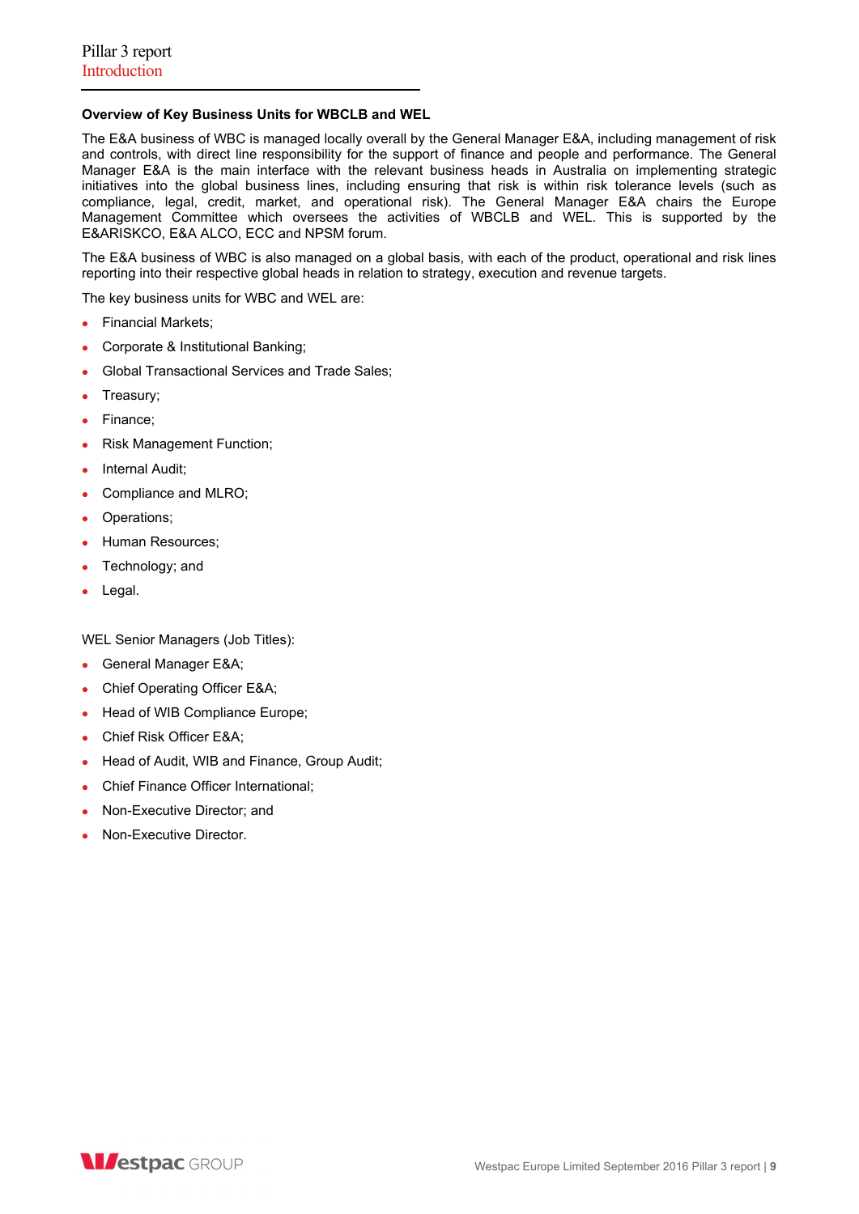### Overview of Key Business Units for WBCLB and WEL

The E&A business of WBC is managed locally overall by the General Manager E&A, including management of risk and controls, with direct line responsibility for the support of finance and people and performance. The General Manager E&A is the main interface with the relevant business heads in Australia on implementing strategic initiatives into the global business lines, including ensuring that risk is within risk tolerance levels (such as compliance, legal, credit, market, and operational risk). The General Manager E&A chairs the Europe Management Committee which oversees the activities of WBCLB and WEL. This is supported by the E&ARISKCO, E&A ALCO, ECC and NPSM forum.

The E&A business of WBC is also managed on a global basis, with each of the product, operational and risk lines reporting into their respective global heads in relation to strategy, execution and revenue targets.

The key business units for WBC and WEL are:

- Financial Markets;
- Corporate & Institutional Banking;
- Global Transactional Services and Trade Sales;
- Treasury;
- Finance;
- Risk Management Function;
- Internal Audit;
- Compliance and MLRO;
- Operations;
- Human Resources;
- Technology; and
- Legal.

WEL Senior Managers (Job Titles):

- General Manager E&A;
- Chief Operating Officer E&A;
- Head of WIB Compliance Europe;
- Chief Risk Officer E&A;
- Head of Audit, WIB and Finance, Group Audit;
- Chief Finance Officer International;
- Non-Executive Director; and
- Non-Executive Director.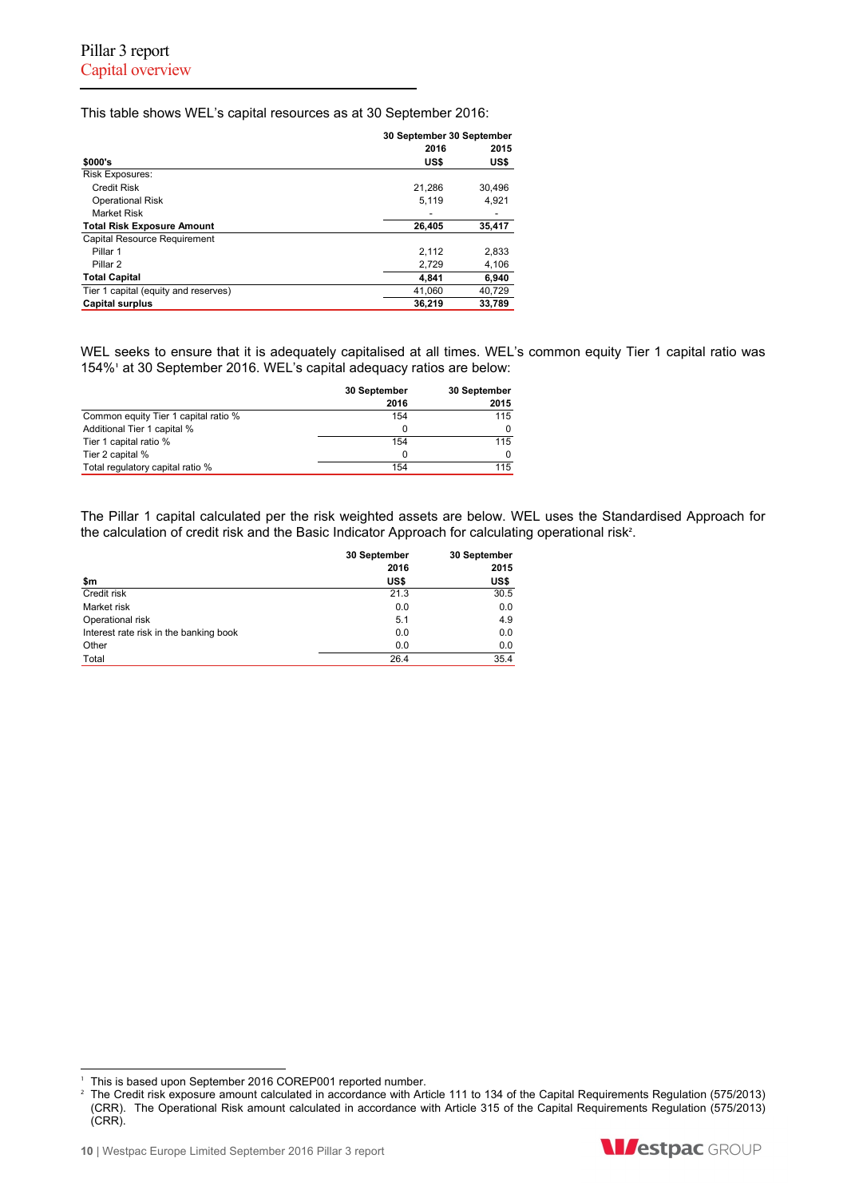# Pillar 3 report

## Capital overview

This table shows WEL's capital resources as at 30 September 2016:

| $000's | 30 September 2016 US$ | 30 September 2015 US$ |
|---|---|---|
| Risk Exposures: | | |
| Credit Risk | 21,286 | 30,496 |
| Operational Risk | 5,119 | 4,921 |
| Market Risk | - | - |
| **Total Risk Exposure Amount** | **26,405** | **35,417** |
| Capital Resource Requirement | | |
| Pillar 1 | 2,112 | 2,833 |
| Pillar 2 | 2,729 | 4,106 |
| **Total Capital** | **4,841** | **6,940** |
| Tier 1 capital (equity and reserves) | 41,060 | 40,729 |
| **Capital surplus** | **36,219** | **33,789** |

WEL seeks to ensure that it is adequately capitalised at all times. WEL's common equity Tier 1 capital ratio was 154%[1] at 30 September 2016. WEL's capital adequacy ratios are below:

| | 30 September 2016 | 30 September 2015 |
|---|---|---|
| Common equity Tier 1 capital ratio % | 154 | 115 |
| Additional Tier 1 capital % | 0 | 0 |
| Tier 1 capital ratio % | 154 | 115 |
| Tier 2 capital % | 0 | 0 |
| Total regulatory capital ratio % | 154 | 115 |

The Pillar 1 capital calculated per the risk weighted assets are below. WEL uses the Standardised Approach for the calculation of credit risk and the Basic Indicator Approach for calculating operational risk[2].

| $m | 30 September 2016 US$ | 30 September 2015 US$ |
|---|---|---|
| Credit risk | 21.3 | 30.5 |
| Market risk | 0.0 | 0.0 |
| Operational risk | 5.1 | 4.9 |
| Interest rate risk in the banking book | 0.0 | 0.0 |
| Other | 0.0 | 0.0 |
| Total | 26.4 | 35.4 |

[1] This is based upon September 2016 COREP001 reported number.

[2] The Credit risk exposure amount calculated in accordance with Article 111 to 134 of the Capital Requirements Regulation (575/2013) (CRR). The Operational Risk amount calculated in accordance with Article 315 of the Capital Requirements Regulation (575/2013) (CRR).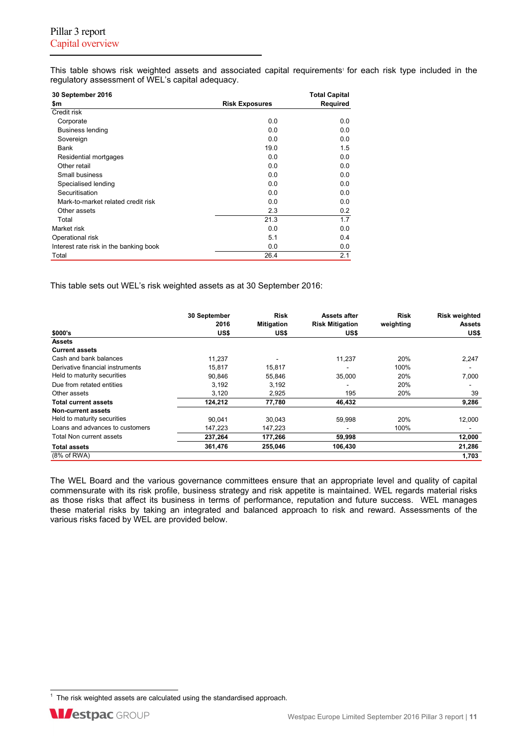# Pillar 3 report
## Capital overview

This table shows risk weighted assets and associated capital requirements[1] for each risk type included in the regulatory assessment of WEL's capital adequacy.

| 30 September 2016<br>$m | Risk Exposures | Total Capital Required |
|---|---|---|
| Credit risk | | |
| Corporate | 0.0 | 0.0 |
| Business lending | 0.0 | 0.0 |
| Sovereign | 0.0 | 0.0 |
| Bank | 19.0 | 1.5 |
| Residential mortgages | 0.0 | 0.0 |
| Other retail | 0.0 | 0.0 |
| Small business | 0.0 | 0.0 |
| Specialised lending | 0.0 | 0.0 |
| Securitisation | 0.0 | 0.0 |
| Mark-to-market related credit risk | 0.0 | 0.0 |
| Other assets | 2.3 | 0.2 |
| Total | 21.3 | 1.7 |
| Market risk | 0.0 | 0.0 |
| Operational risk | 5.1 | 0.4 |
| Interest rate risk in the banking book | 0.0 | 0.0 |
| Total | 26.4 | 2.1 |

This table sets out WEL's risk weighted assets as at 30 September 2016:

| $000's | 30 September 2016<br>US$ | Risk Mitigation<br>US$ | Assets after Risk Mitigation<br>US$ | Risk weighting | Risk weighted Assets<br>US$ |
|---|---|---|---|---|---|
| **Assets** | | | | | |
| **Current assets** | | | | | |
| Cash and bank balances | 11,237 | - | 11,237 | 20% | 2,247 |
| Derivative financial instruments | 15,817 | 15,817 | - | 100% | - |
| Held to maturity securities | 90,846 | 55,846 | 35,000 | 20% | 7,000 |
| Due from retated entities | 3,192 | 3,192 | - | 20% | - |
| Other assets | 3,120 | 2,925 | 195 | 20% | 39 |
| **Total current assets** | **124,212** | **77,780** | **46,432** | | **9,286** |
| **Non-current assets** | | | | | |
| Held to maturity securities | 90,041 | 30,043 | 59,998 | 20% | 12,000 |
| Loans and advances to customers | 147,223 | 147,223 | - | 100% | - |
| Total Non current assets | **237,264** | **177,266** | **59,998** | | **12,000** |
| **Total assets** | **361,476** | **255,046** | **106,430** | | **21,286** |
| (8% of RWA) | | | | | **1,703** |

The WEL Board and the various governance committees ensure that an appropriate level and quality of capital commensurate with its risk profile, business strategy and risk appetite is maintained. WEL regards material risks as those risks that affect its business in terms of performance, reputation and future success. WEL manages these material risks by taking an integrated and balanced approach to risk and reward. Assessments of the various risks faced by WEL are provided below.

[1] The risk weighted assets are calculated using the standardised approach.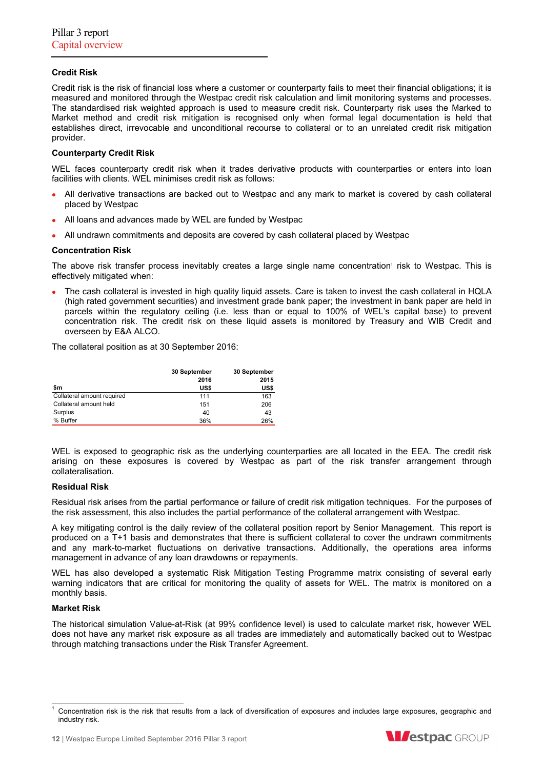### Credit Risk

Credit risk is the risk of financial loss where a customer or counterparty fails to meet their financial obligations; it is measured and monitored through the Westpac credit risk calculation and limit monitoring systems and processes. The standardised risk weighted approach is used to measure credit risk. Counterparty risk uses the Marked to Market method and credit risk mitigation is recognised only when formal legal documentation is held that establishes direct, irrevocable and unconditional recourse to collateral or to an unrelated credit risk mitigation provider.

### Counterparty Credit Risk

WEL faces counterparty credit risk when it trades derivative products with counterparties or enters into loan facilities with clients. WEL minimises credit risk as follows:

- All derivative transactions are backed out to Westpac and any mark to market is covered by cash collateral placed by Westpac
- All loans and advances made by WEL are funded by Westpac
- All undrawn commitments and deposits are covered by cash collateral placed by Westpac

### Concentration Risk

The above risk transfer process inevitably creates a large single name concentration[1] risk to Westpac. This is effectively mitigated when:

- The cash collateral is invested in high quality liquid assets. Care is taken to invest the cash collateral in HQLA (high rated government securities) and investment grade bank paper; the investment in bank paper are held in parcels within the regulatory ceiling (i.e. less than or equal to 100% of WEL's capital base) to prevent concentration risk. The credit risk on these liquid assets is monitored by Treasury and WIB Credit and overseen by E&A ALCO.

The collateral position as at 30 September 2016:

| $m | 30 September 2016 US$ | 30 September 2015 US$ |
|---|---|---|
| Collateral amount required | 111 | 163 |
| Collateral amount held | 151 | 206 |
| Surplus | 40 | 43 |
| % Buffer | 36% | 26% |

WEL is exposed to geographic risk as the underlying counterparties are all located in the EEA. The credit risk arising on these exposures is covered by Westpac as part of the risk transfer arrangement through collateralisation.

### Residual Risk

Residual risk arises from the partial performance or failure of credit risk mitigation techniques. For the purposes of the risk assessment, this also includes the partial performance of the collateral arrangement with Westpac.

A key mitigating control is the daily review of the collateral position report by Senior Management. This report is produced on a T+1 basis and demonstrates that there is sufficient collateral to cover the undrawn commitments and any mark-to-market fluctuations on derivative transactions. Additionally, the operations area informs management in advance of any loan drawdowns or repayments.

WEL has also developed a systematic Risk Mitigation Testing Programme matrix consisting of several early warning indicators that are critical for monitoring the quality of assets for WEL. The matrix is monitored on a monthly basis.

### Market Risk

The historical simulation Value-at-Risk (at 99% confidence level) is used to calculate market risk, however WEL does not have any market risk exposure as all trades are immediately and automatically backed out to Westpac through matching transactions under the Risk Transfer Agreement.

[1] Concentration risk is the risk that results from a lack of diversification of exposures and includes large exposures, geographic and industry risk.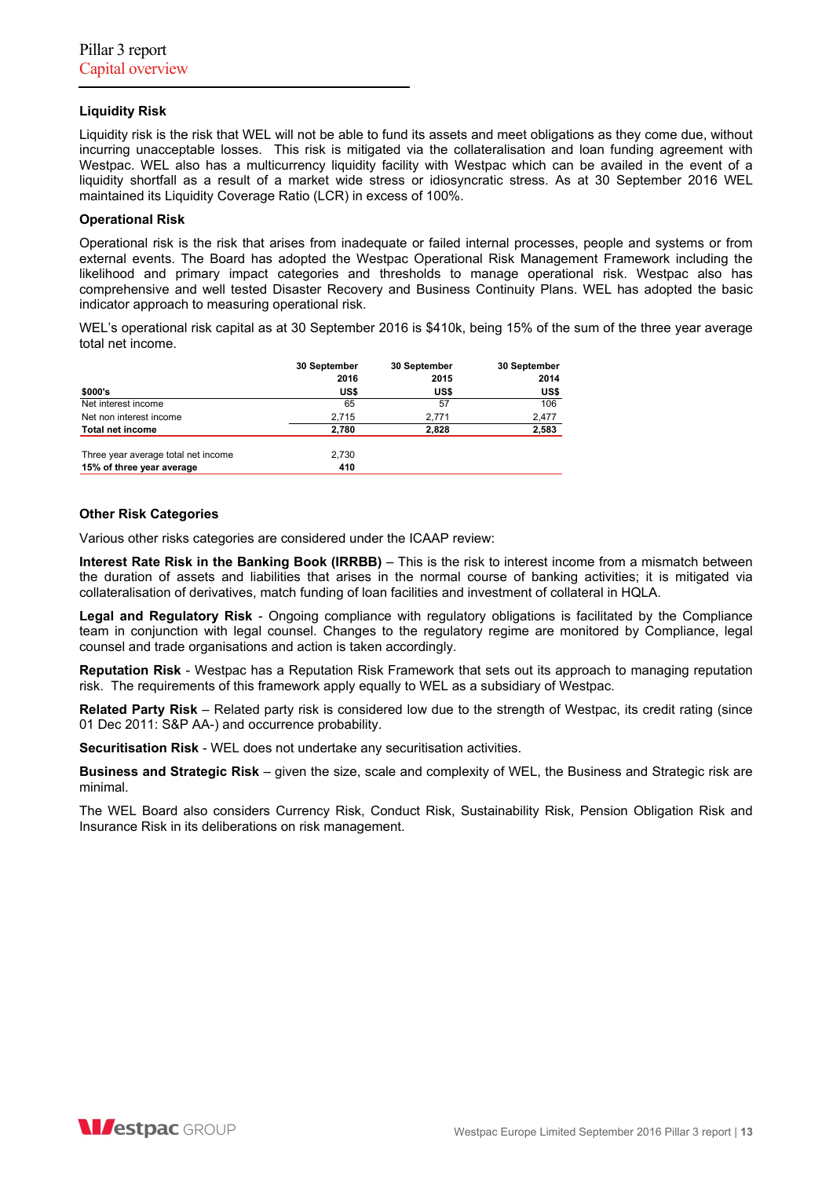#### Liquidity Risk

Liquidity risk is the risk that WEL will not be able to fund its assets and meet obligations as they come due, without incurring unacceptable losses. This risk is mitigated via the collateralisation and loan funding agreement with Westpac. WEL also has a multicurrency liquidity facility with Westpac which can be availed in the event of a liquidity shortfall as a result of a market wide stress or idiosyncratic stress. As at 30 September 2016 WEL maintained its Liquidity Coverage Ratio (LCR) in excess of 100%.

#### Operational Risk

Operational risk is the risk that arises from inadequate or failed internal processes, people and systems or from external events. The Board has adopted the Westpac Operational Risk Management Framework including the likelihood and primary impact categories and thresholds to manage operational risk. Westpac also has comprehensive and well tested Disaster Recovery and Business Continuity Plans. WEL has adopted the basic indicator approach to measuring operational risk.

WEL's operational risk capital as at 30 September 2016 is $410k, being 15% of the sum of the three year average total net income.

| $000's | 30 September 2016 US$ | 30 September 2015 US$ | 30 September 2014 US$ |
|---|---|---|---|
| Net interest income | 65 | 57 | 106 |
| Net non interest income | 2,715 | 2,771 | 2,477 |
| **Total net income** | **2,780** | **2,828** | **2,583** |
| Three year average total net income | 2,730 | | |
| **15% of three year average** | **410** | | |

#### Other Risk Categories

Various other risks categories are considered under the ICAAP review:

**Interest Rate Risk in the Banking Book (IRRBB)** – This is the risk to interest income from a mismatch between the duration of assets and liabilities that arises in the normal course of banking activities; it is mitigated via collateralisation of derivatives, match funding of loan facilities and investment of collateral in HQLA.

**Legal and Regulatory Risk** - Ongoing compliance with regulatory obligations is facilitated by the Compliance team in conjunction with legal counsel. Changes to the regulatory regime are monitored by Compliance, legal counsel and trade organisations and action is taken accordingly.

**Reputation Risk** - Westpac has a Reputation Risk Framework that sets out its approach to managing reputation risk. The requirements of this framework apply equally to WEL as a subsidiary of Westpac.

**Related Party Risk** – Related party risk is considered low due to the strength of Westpac, its credit rating (since 01 Dec 2011: S&P AA-) and occurrence probability.

**Securitisation Risk** - WEL does not undertake any securitisation activities.

**Business and Strategic Risk** – given the size, scale and complexity of WEL, the Business and Strategic risk are minimal.

The WEL Board also considers Currency Risk, Conduct Risk, Sustainability Risk, Pension Obligation Risk and Insurance Risk in its deliberations on risk management.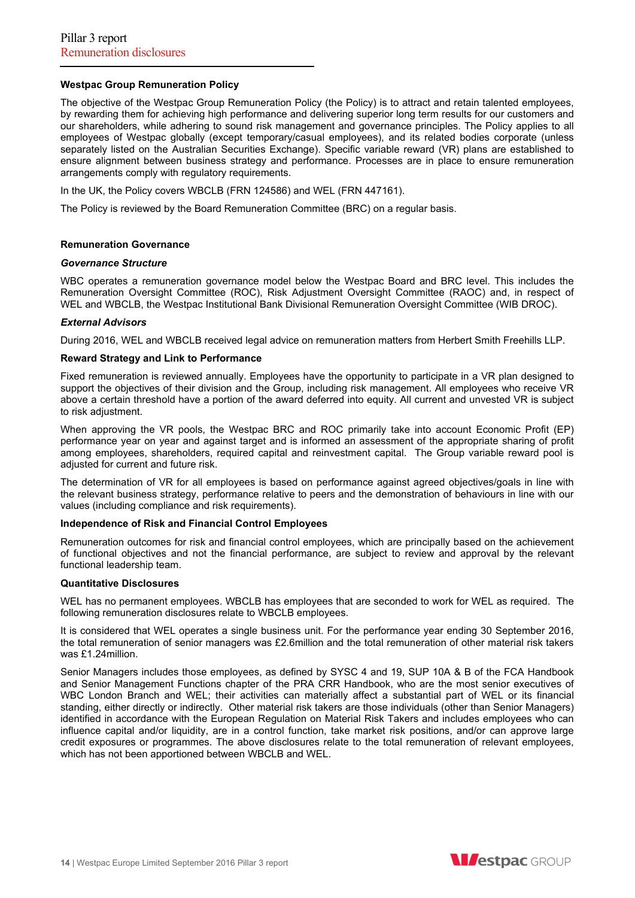## Westpac Group Remuneration Policy

The objective of the Westpac Group Remuneration Policy (the Policy) is to attract and retain talented employees, by rewarding them for achieving high performance and delivering superior long term results for our customers and our shareholders, while adhering to sound risk management and governance principles. The Policy applies to all employees of Westpac globally (except temporary/casual employees), and its related bodies corporate (unless separately listed on the Australian Securities Exchange). Specific variable reward (VR) plans are established to ensure alignment between business strategy and performance. Processes are in place to ensure remuneration arrangements comply with regulatory requirements.

In the UK, the Policy covers WBCLB (FRN 124586) and WEL (FRN 447161).

The Policy is reviewed by the Board Remuneration Committee (BRC) on a regular basis.

## Remuneration Governance

### *Governance Structure*

WBC operates a remuneration governance model below the Westpac Board and BRC level. This includes the Remuneration Oversight Committee (ROC), Risk Adjustment Oversight Committee (RAOC) and, in respect of WEL and WBCLB, the Westpac Institutional Bank Divisional Remuneration Oversight Committee (WIB DROC).

### *External Advisors*

During 2016, WEL and WBCLB received legal advice on remuneration matters from Herbert Smith Freehills LLP.

### Reward Strategy and Link to Performance

Fixed remuneration is reviewed annually. Employees have the opportunity to participate in a VR plan designed to support the objectives of their division and the Group, including risk management. All employees who receive VR above a certain threshold have a portion of the award deferred into equity. All current and unvested VR is subject to risk adjustment.

When approving the VR pools, the Westpac BRC and ROC primarily take into account Economic Profit (EP) performance year on year and against target and is informed an assessment of the appropriate sharing of profit among employees, shareholders, required capital and reinvestment capital. The Group variable reward pool is adjusted for current and future risk.

The determination of VR for all employees is based on performance against agreed objectives/goals in line with the relevant business strategy, performance relative to peers and the demonstration of behaviours in line with our values (including compliance and risk requirements).

### Independence of Risk and Financial Control Employees

Remuneration outcomes for risk and financial control employees, which are principally based on the achievement of functional objectives and not the financial performance, are subject to review and approval by the relevant functional leadership team.

### Quantitative Disclosures

WEL has no permanent employees. WBCLB has employees that are seconded to work for WEL as required. The following remuneration disclosures relate to WBCLB employees.

It is considered that WEL operates a single business unit. For the performance year ending 30 September 2016, the total remuneration of senior managers was £2.6million and the total remuneration of other material risk takers was £1.24million.

Senior Managers includes those employees, as defined by SYSC 4 and 19, SUP 10A & B of the FCA Handbook and Senior Management Functions chapter of the PRA CRR Handbook, who are the most senior executives of WBC London Branch and WEL; their activities can materially affect a substantial part of WEL or its financial standing, either directly or indirectly. Other material risk takers are those individuals (other than Senior Managers) identified in accordance with the European Regulation on Material Risk Takers and includes employees who can influence capital and/or liquidity, are in a control function, take market risk positions, and/or can approve large credit exposures or programmes. The above disclosures relate to the total remuneration of relevant employees, which has not been apportioned between WBCLB and WEL.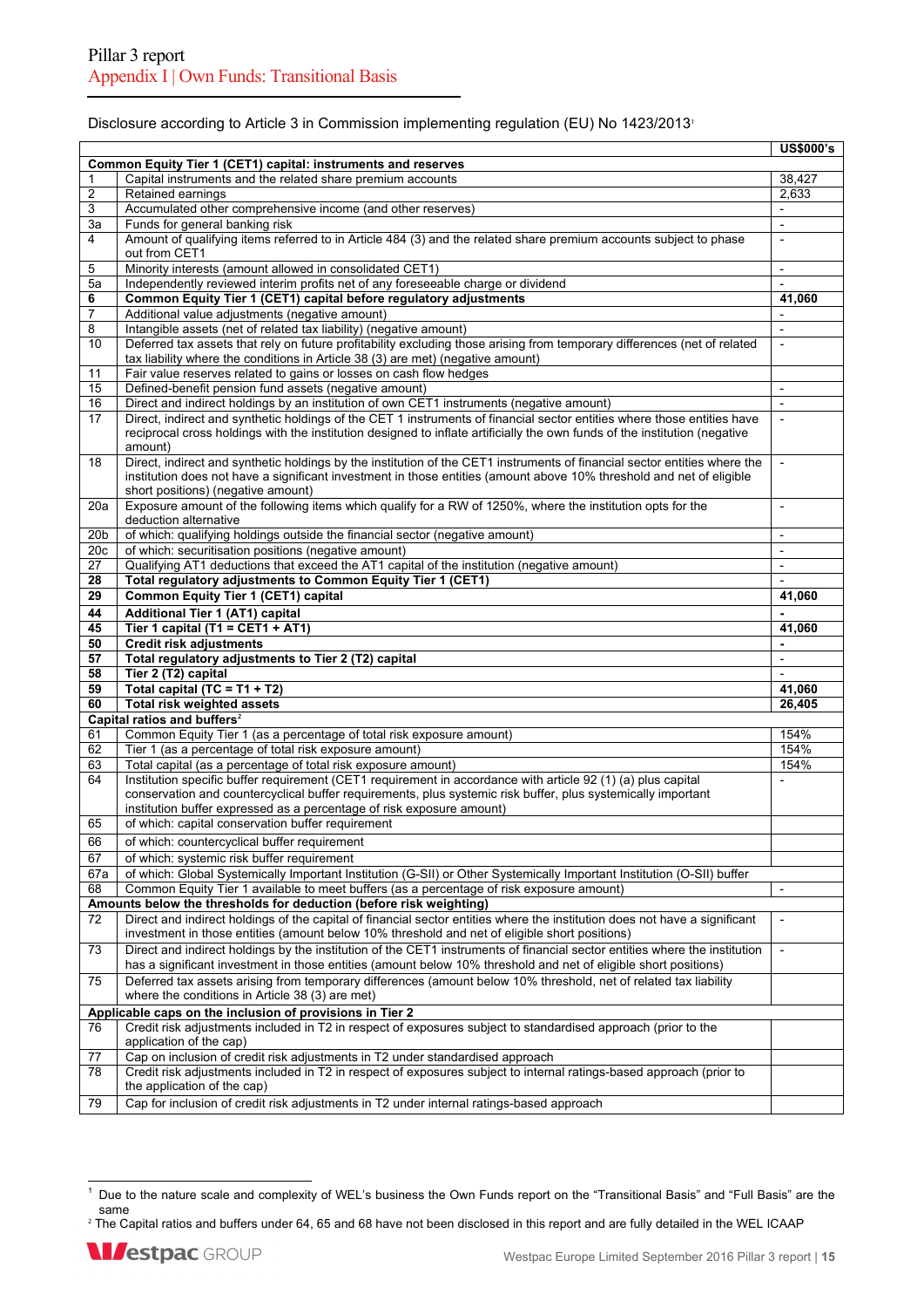# Pillar 3 report
## Appendix I | Own Funds: Transitional Basis

Disclosure according to Article 3 in Commission implementing regulation (EU) No 1423/2013[1]

| | | US$000's |
|---|---|---|
| **Common Equity Tier 1 (CET1) capital: instruments and reserves** | | |
| 1 | Capital instruments and the related share premium accounts | 38,427 |
| 2 | Retained earnings | 2,633 |
| 3 | Accumulated other comprehensive income (and other reserves) | - |
| 3a | Funds for general banking risk | - |
| 4 | Amount of qualifying items referred to in Article 484 (3) and the related share premium accounts subject to phase out from CET1 | - |
| 5 | Minority interests (amount allowed in consolidated CET1) | - |
| 5a | Independently reviewed interim profits net of any foreseeable charge or dividend | - |
| **6** | **Common Equity Tier 1 (CET1) capital before regulatory adjustments** | **41,060** |
| 7 | Additional value adjustments (negative amount) | - |
| 8 | Intangible assets (net of related tax liability) (negative amount) | - |
| 10 | Deferred tax assets that rely on future profitability excluding those arising from temporary differences (net of related tax liability where the conditions in Article 38 (3) are met) (negative amount) | - |
| 11 | Fair value reserves related to gains or losses on cash flow hedges | |
| 15 | Defined-benefit pension fund assets (negative amount) | - |
| 16 | Direct and indirect holdings by an institution of own CET1 instruments (negative amount) | - |
| 17 | Direct, indirect and synthetic holdings of the CET 1 instruments of financial sector entities where those entities have reciprocal cross holdings with the institution designed to inflate artificially the own funds of the institution (negative amount) | - |
| 18 | Direct, indirect and synthetic holdings by the institution of the CET1 instruments of financial sector entities where the institution does not have a significant investment in those entities (amount above 10% threshold and net of eligible short positions) (negative amount) | - |
| 20a | Exposure amount of the following items which qualify for a RW of 1250%, where the institution opts for the deduction alternative | - |
| 20b | of which: qualifying holdings outside the financial sector (negative amount) | - |
| 20c | of which: securitisation positions (negative amount) | - |
| 27 | Qualifying AT1 deductions that exceed the AT1 capital of the institution (negative amount) | - |
| **28** | **Total regulatory adjustments to Common Equity Tier 1 (CET1)** | - |
| **29** | **Common Equity Tier 1 (CET1) capital** | **41,060** |
| **44** | **Additional Tier 1 (AT1) capital** | - |
| **45** | **Tier 1 capital (T1 = CET1 + AT1)** | **41,060** |
| **50** | **Credit risk adjustments** | - |
| **57** | **Total regulatory adjustments to Tier 2 (T2) capital** | - |
| **58** | **Tier 2 (T2) capital** | - |
| **59** | **Total capital (TC = T1 + T2)** | **41,060** |
| **60** | **Total risk weighted assets** | **26,405** |
| **Capital ratios and buffers[2]** | | |
| 61 | Common Equity Tier 1 (as a percentage of total risk exposure amount) | 154% |
| 62 | Tier 1 (as a percentage of total risk exposure amount) | 154% |
| 63 | Total capital (as a percentage of total risk exposure amount) | 154% |
| 64 | Institution specific buffer requirement (CET1 requirement in accordance with article 92 (1) (a) plus capital conservation and countercyclical buffer requirements, plus systemic risk buffer, plus systemically important institution buffer expressed as a percentage of risk exposure amount) | - |
| 65 | of which: capital conservation buffer requirement | |
| 66 | of which: countercyclical buffer requirement | |
| 67 | of which: systemic risk buffer requirement | |
| 67a | of which: Global Systemically Important Institution (G-SII) or Other Systemically Important Institution (O-SII) buffer | |
| 68 | Common Equity Tier 1 available to meet buffers (as a percentage of risk exposure amount) | - |
| **Amounts below the thresholds for deduction (before risk weighting)** | | |
| 72 | Direct and indirect holdings of the capital of financial sector entities where the institution does not have a significant investment in those entities (amount below 10% threshold and net of eligible short positions) | - |
| 73 | Direct and indirect holdings by the institution of the CET1 instruments of financial sector entities where the institution has a significant investment in those entities (amount below 10% threshold and net of eligible short positions) | - |
| 75 | Deferred tax assets arising from temporary differences (amount below 10% threshold, net of related tax liability where the conditions in Article 38 (3) are met) | |
| **Applicable caps on the inclusion of provisions in Tier 2** | | |
| 76 | Credit risk adjustments included in T2 in respect of exposures subject to standardised approach (prior to the application of the cap) | |
| 77 | Cap on inclusion of credit risk adjustments in T2 under standardised approach | |
| 78 | Credit risk adjustments included in T2 in respect of exposures subject to internal ratings-based approach (prior to the application of the cap) | |
| 79 | Cap for inclusion of credit risk adjustments in T2 under internal ratings-based approach | |

[1] Due to the nature scale and complexity of WEL's business the Own Funds report on the "Transitional Basis" and "Full Basis" are the same

[2] The Capital ratios and buffers under 64, 65 and 68 have not been disclosed in this report and are fully detailed in the WEL ICAAP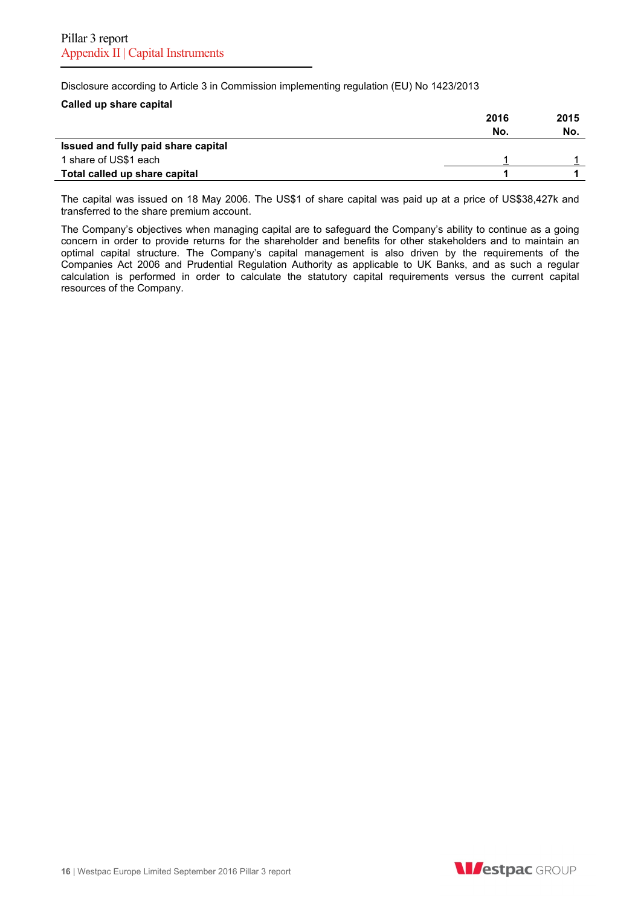# Pillar 3 report

## Appendix II | Capital Instruments

Disclosure according to Article 3 in Commission implementing regulation (EU) No 1423/2013

**Called up share capital**

| | 2016 No. | 2015 No. |
|---|---|---|
| **Issued and fully paid share capital** | | |
| 1 share of US$1 each | 1 | 1 |
| **Total called up share capital** | **1** | **1** |

The capital was issued on 18 May 2006. The US$1 of share capital was paid up at a price of US$38,427k and transferred to the share premium account.

The Company's objectives when managing capital are to safeguard the Company's ability to continue as a going concern in order to provide returns for the shareholder and benefits for other stakeholders and to maintain an optimal capital structure. The Company's capital management is also driven by the requirements of the Companies Act 2006 and Prudential Regulation Authority as applicable to UK Banks, and as such a regular calculation is performed in order to calculate the statutory capital requirements versus the current capital resources of the Company.